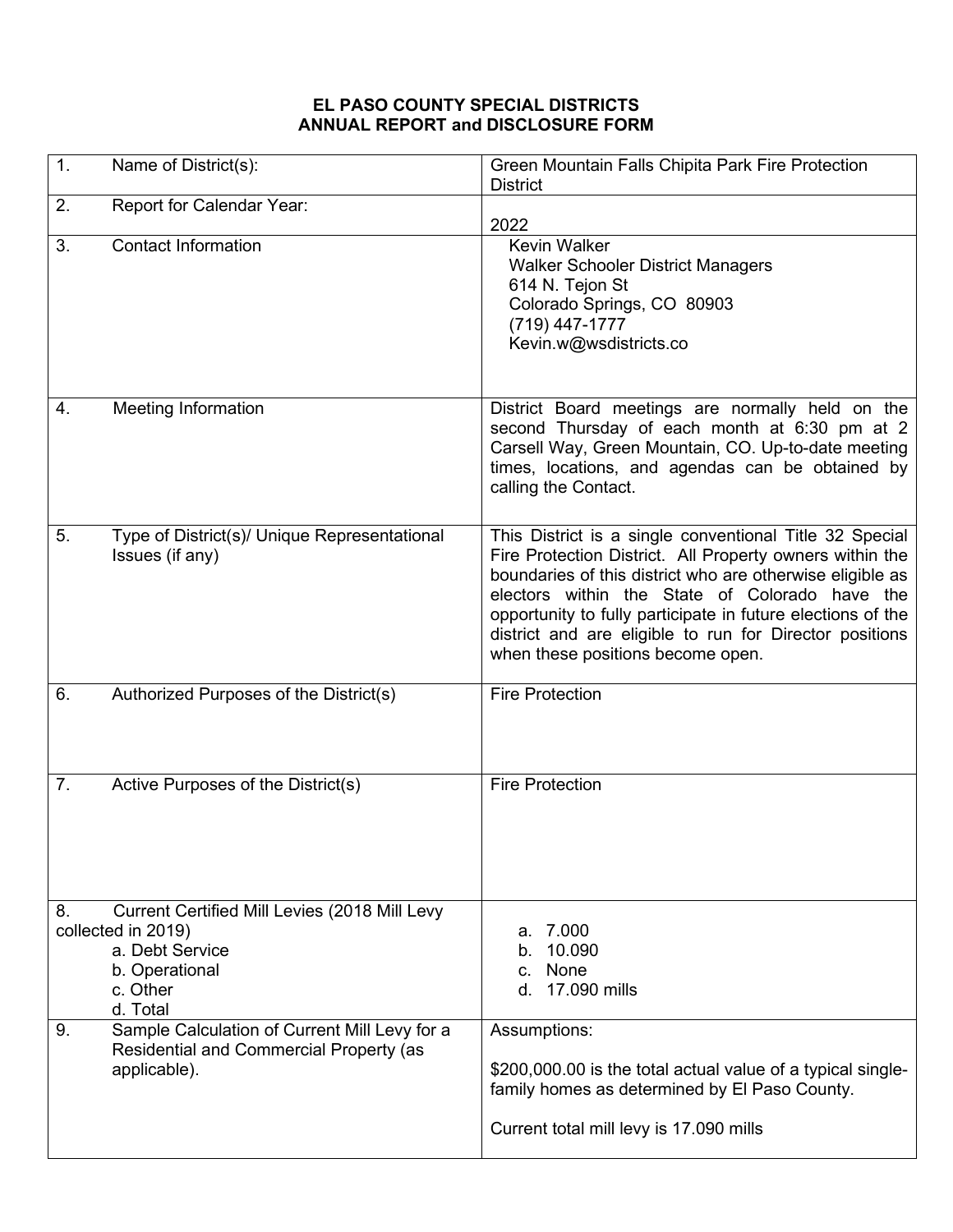**EL PASO COUNTY SPECIAL DISTRICTS**
**ANNUAL REPORT and DISCLOSURE FORM**

| | |
|---|---|
| 1. Name of District(s): | Green Mountain Falls Chipita Park Fire Protection District |
| 2. Report for Calendar Year: | 2022 |
| 3. Contact Information | Kevin Walker<br>Walker Schooler District Managers<br>614 N. Tejon St<br>Colorado Springs, CO 80903<br>(719) 447-1777<br>Kevin.w@wsdistricts.co |
| 4. Meeting Information | District Board meetings are normally held on the second Thursday of each month at 6:30 pm at 2 Carsell Way, Green Mountain, CO. Up-to-date meeting times, locations, and agendas can be obtained by calling the Contact. |
| 5. Type of District(s)/ Unique Representational Issues (if any) | This District is a single conventional Title 32 Special Fire Protection District. All Property owners within the boundaries of this district who are otherwise eligible as electors within the State of Colorado have the opportunity to fully participate in future elections of the district and are eligible to run for Director positions when these positions become open. |
| 6. Authorized Purposes of the District(s) | Fire Protection |
| 7. Active Purposes of the District(s) | Fire Protection |
| 8. Current Certified Mill Levies (2018 Mill Levy collected in 2019)<br>a. Debt Service<br>b. Operational<br>c. Other<br>d. Total | a. 7.000<br>b. 10.090<br>c. None<br>d. 17.090 mills |
| 9. Sample Calculation of Current Mill Levy for a Residential and Commercial Property (as applicable). | Assumptions:<br><br>$200,000.00 is the total actual value of a typical single-family homes as determined by El Paso County.<br><br>Current total mill levy is 17.090 mills |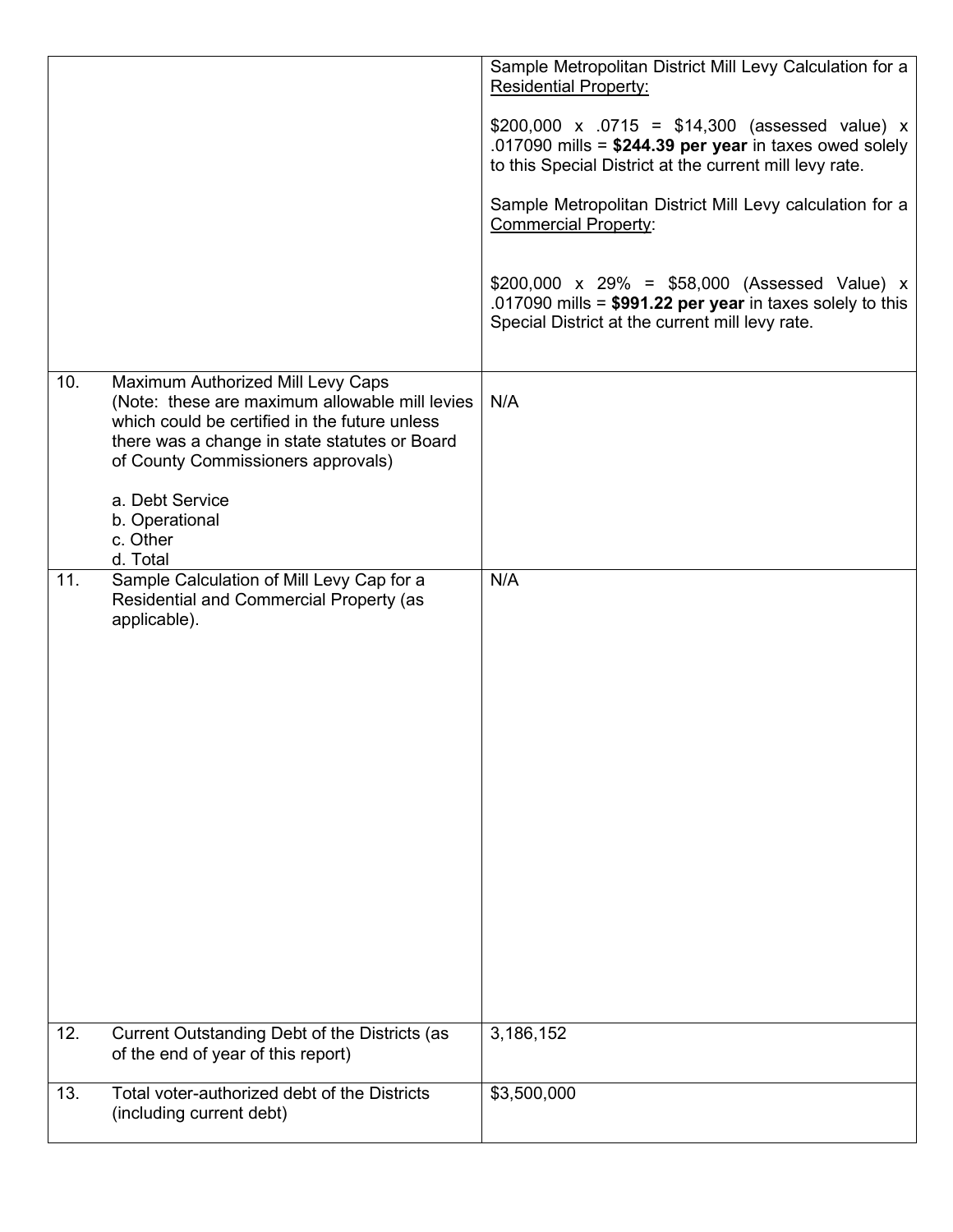| | | |
|---|---|---|
| | | Sample Metropolitan District Mill Levy Calculation for a <u>Residential Property:</u><br><br>$200,000 x .0715 = $14,300 (assessed value) x .017090 mills = **$244.39 per year** in taxes owed solely to this Special District at the current mill levy rate.<br><br>Sample Metropolitan District Mill Levy calculation for a <u>Commercial Property</u>:<br><br>$200,000 x 29% = $58,000 (Assessed Value) x .017090 mills = **$991.22 per year** in taxes solely to this Special District at the current mill levy rate. |
| 10. | Maximum Authorized Mill Levy Caps (Note: these are maximum allowable mill levies which could be certified in the future unless there was a change in state statutes or Board of County Commissioners approvals)<br><br>a. Debt Service<br>b. Operational<br>c. Other<br>d. Total | N/A |
| 11. | Sample Calculation of Mill Levy Cap for a Residential and Commercial Property (as applicable). | N/A |
| 12. | Current Outstanding Debt of the Districts (as of the end of year of this report) | 3,186,152 |
| 13. | Total voter-authorized debt of the Districts (including current debt) | $3,500,000 |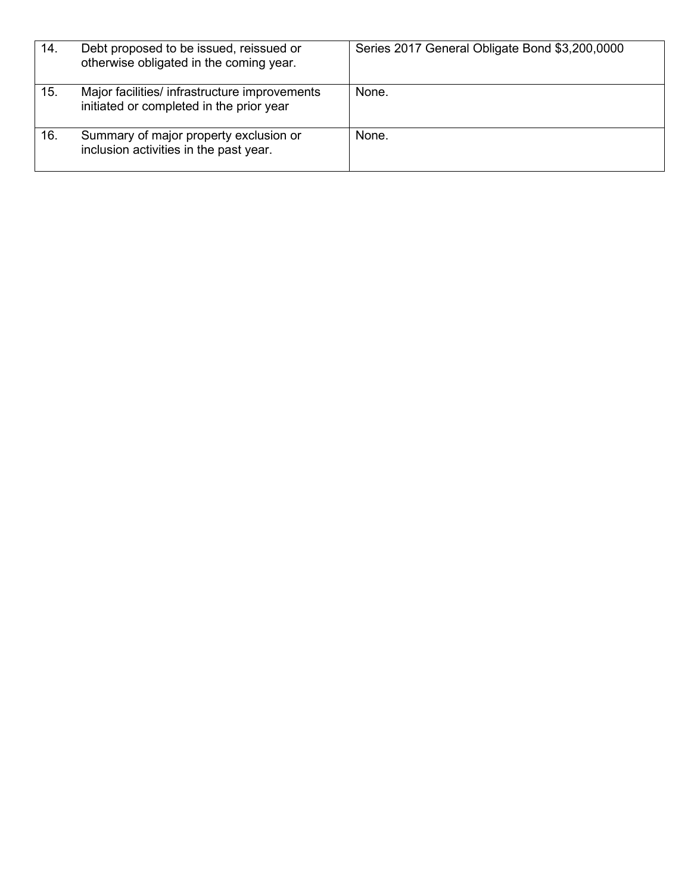| | | |
|---|---|---|
| 14. | Debt proposed to be issued, reissued or otherwise obligated in the coming year. | Series 2017 General Obligate Bond $3,200,0000 |
| 15. | Major facilities/ infrastructure improvements initiated or completed in the prior year | None. |
| 16. | Summary of major property exclusion or inclusion activities in the past year. | None. |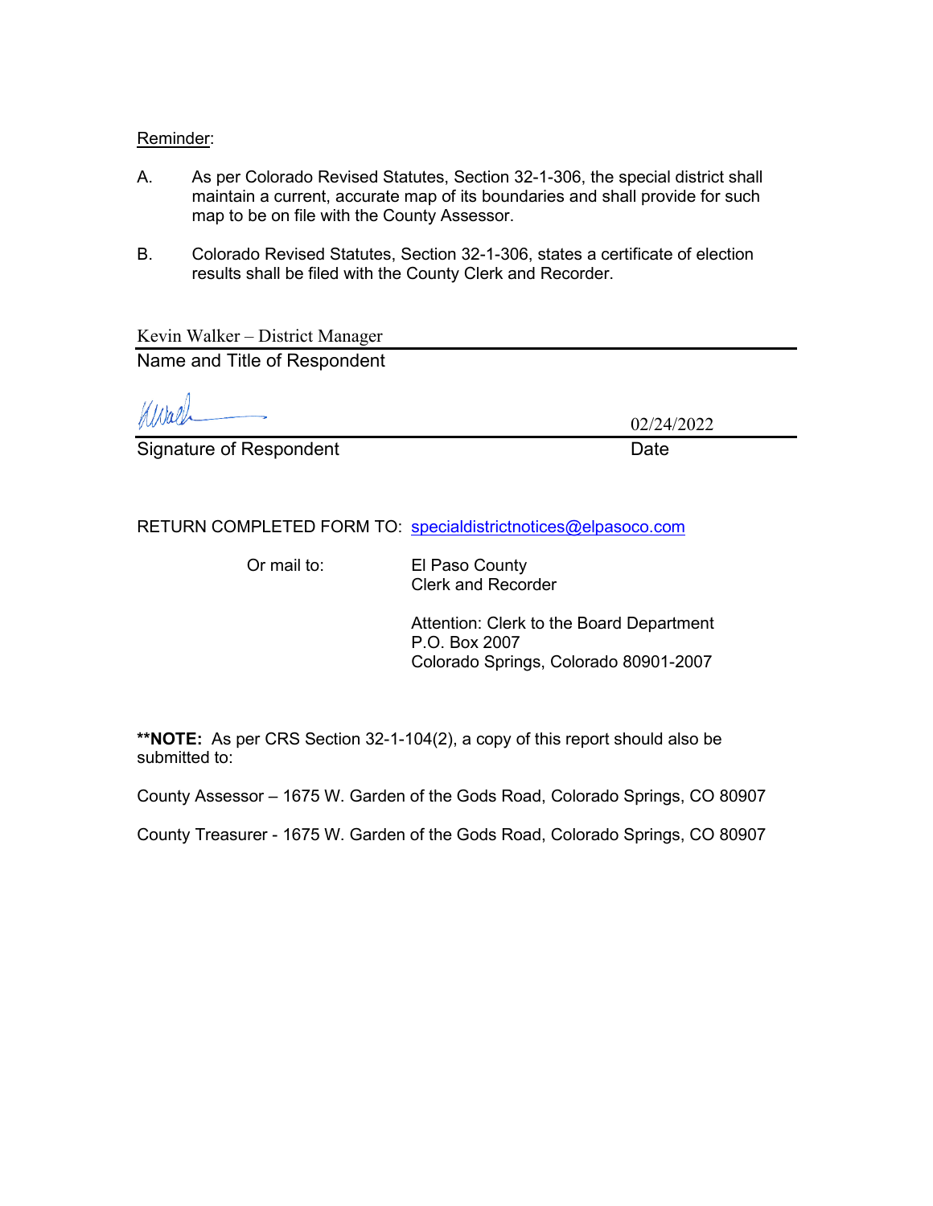Reminder:

A. As per Colorado Revised Statutes, Section 32-1-306, the special district shall maintain a current, accurate map of its boundaries and shall provide for such map to be on file with the County Assessor.

B. Colorado Revised Statutes, Section 32-1-306, states a certificate of election results shall be filed with the County Clerk and Recorder.

Kevin Walker – District Manager

Name and Title of Respondent

02/24/2022

Signature of Respondent Date

RETURN COMPLETED FORM TO: specialdistrictnotices@elpasoco.com

Or mail to: El Paso County
Clerk and Recorder

Attention: Clerk to the Board Department
P.O. Box 2007
Colorado Springs, Colorado 80901-2007

****NOTE:** As per CRS Section 32-1-104(2), a copy of this report should also be submitted to:

County Assessor – 1675 W. Garden of the Gods Road, Colorado Springs, CO 80907

County Treasurer - 1675 W. Garden of the Gods Road, Colorado Springs, CO 80907